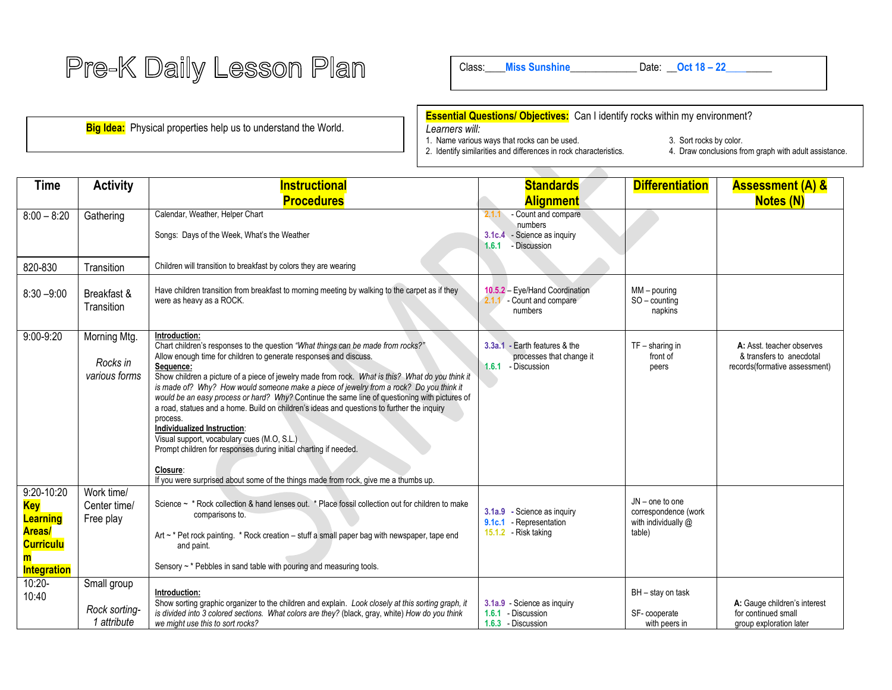# Pre-K Daily Lesson Plan

Class: ____**Miss Sunshine**____________ Date: __**Oct 18 – 22**________

**Big Idea:** Physical properties help us to understand the World.

**Essential Questions/ Objectives:** Can I identify rocks within my environment?

*Learners will:*

1. Name various ways that rocks can be used.
2. Identify similarities and differences in rock characteristics.
3. Sort rocks by color.
4. Draw conclusions from graph with adult assistance.

| Time | Activity | Instructional Procedures | Standards Alignment | Differentiation | Assessment (A) & Notes (N) |
|---|---|---|---|---|---|
| 8:00 – 8:20 | Gathering | Calendar, Weather, Helper Chart<br><br>Songs: Days of the Week, What's the Weather | 2.1.1 - Count and compare numbers<br>3.1c.4 - Science as inquiry<br>1.6.1 - Discussion | | |
| 820-830 | Transition | Children will transition to breakfast by colors they are wearing | | | |
| 8:30 –9:00 | Breakfast & Transition | Have children transition from breakfast to morning meeting by walking to the carpet as if they were as heavy as a ROCK. | 10.5.2 – Eye/Hand Coordination<br>2.1.1 - Count and compare numbers | MM – pouring<br>SO – counting napkins | |
| 9:00-9:20 | Morning Mtg.<br><br>*Rocks in various forms* | **Introduction:**<br>Chart children's responses to the question *"What things can be made from rocks?"* Allow enough time for children to generate responses and discuss.<br>**Sequence:**<br>Show children a picture of a piece of jewelry made from rock. *What is this? What do you think it is made of? Why? How would someone make a piece of jewelry from a rock? Do you think it would be an easy process or hard? Why?* Continue the same line of questioning with pictures of a road, statues and a home. Build on children's ideas and questions to further the inquiry process.<br>**Individualized Instruction**:<br>Visual support, vocabulary cues (M.O, S.L.)<br>Prompt children for responses during initial charting if needed.<br><br>**Closure**:<br>If you were surprised about some of the things made from rock, give me a thumbs up. | 3.3a.1 - Earth features & the processes that change it<br>1.6.1 - Discussion | TF – sharing in front of peers | **A:** Asst. teacher observes & transfers to anecdotal records(formative assessment) |
| 9:20-10:20<br>**Key Learning Areas/ Curriculum Integration** | Work time/ Center time/ Free play | Science ~ * Rock collection & hand lenses out. * Place fossil collection out for children to make comparisons to.<br><br>Art ~ * Pet rock painting. * Rock creation – stuff a small paper bag with newspaper, tape end and paint.<br><br>Sensory ~ * Pebbles in sand table with pouring and measuring tools. | 3.1a.9 - Science as inquiry<br>9.1c.1 - Representation<br>15.1.2 - Risk taking | JN – one to one correspondence (work with individually @ table) | |
| 10:20-10:40 | Small group<br><br>*Rock sorting-1 attribute* | **Introduction:**<br>Show sorting graphic organizer to the children and explain. *Look closely at this sorting graph, it is divided into 3 colored sections. What colors are they?* (black, gray, white) *How do you think we might use this to sort rocks?* | 3.1a.9 - Science as inquiry<br>1.6.1 - Discussion<br>1.6.3 - Discussion | BH – stay on task<br><br>SF- cooperate with peers in | **A:** Gauge children's interest for continued small group exploration later |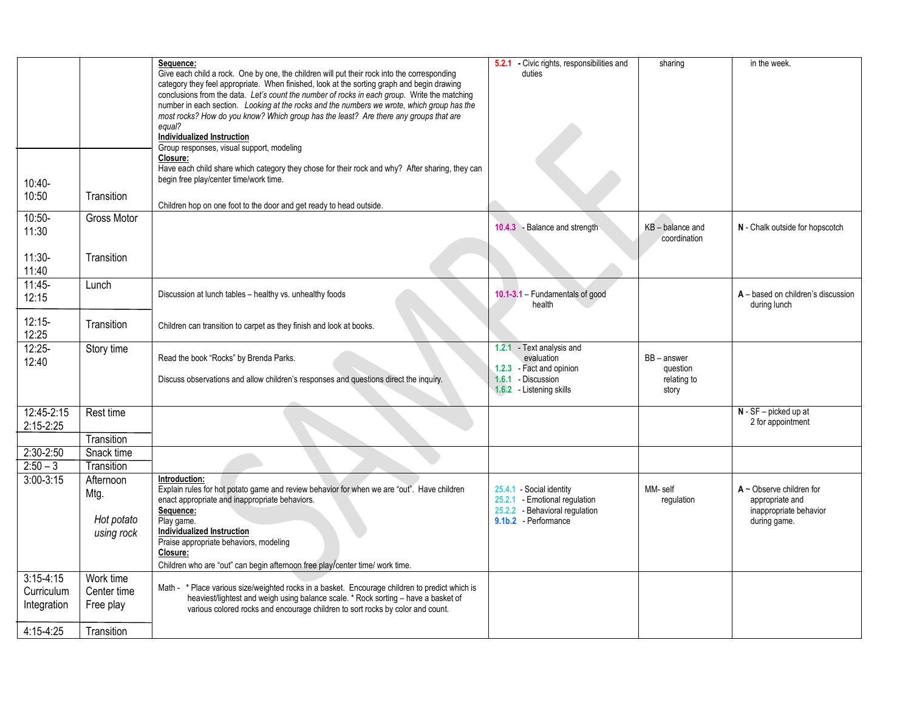| | | | | | |
|---|---|---|---|---|---|
| | | **Sequence:** Give each child a rock. One by one, the children will put their rock into the corresponding category they feel appropriate. When finished, look at the sorting graph and begin drawing conclusions from the data. *Let's count the number of rocks in each group.* Write the matching number in each section. *Looking at the rocks and the numbers we wrote, which group has the most rocks? How do you know? Which group has the least? Are there any groups that are equal?* **Individualized Instruction** Group responses, visual support, modeling **Closure:** Have each child share which category they chose for their rock and why? After sharing, they can begin free play/center time/work time. | 5.2.1 - Civic rights, responsibilities and duties | sharing | in the week. |
| 10:40-10:50 | Transition | Children hop on one foot to the door and get ready to head outside. | | | |
| 10:50-11:30 | Gross Motor | | 10.4.3 - Balance and strength | KB – balance and coordination | N - Chalk outside for hopscotch |
| 11:30-11:40 | Transition | | | | |
| 11:45-12:15 | Lunch | Discussion at lunch tables – healthy vs. unhealthy foods | 10.1-3.1 – Fundamentals of good health | | A – based on children's discussion during lunch |
| 12:15-12:25 | Transition | Children can transition to carpet as they finish and look at books. | | | |
| 12:25-12:40 | Story time | Read the book "Rocks" by Brenda Parks. Discuss observations and allow children's responses and questions direct the inquiry. | 1.2.1 - Text analysis and evaluation<br>1.2.3 - Fact and opinion<br>1.6.1 - Discussion<br>1.6.2 - Listening skills | BB – answer question relating to story | |
| 12:45-2:15 | Rest time | | | | N - SF – picked up at 2 for appointment |
| 2:15-2:25 | Transition | | | | |
| 2:30-2:50 | Snack time | | | | |
| 2:50 – 3 | Transition | | | | |
| 3:00-3:15 | Afternoon Mtg. *Hot potato using rock* | **Introduction:** Explain rules for hot potato game and review behavior for when we are "out". Have children enact appropriate and inappropriate behaviors. **Sequence:** Play game. **Individualized Instruction** Praise appropriate behaviors, modeling **Closure:** Children who are "out" can begin afternoon free play/center time/ work time. | 25.4.1 - Social identity<br>25.2.1 - Emotional regulation<br>25.2.2 - Behavioral regulation<br>9.1b.2 - Performance | MM- self regulation | A ~ Observe children for appropriate and inappropriate behavior during game. |
| 3:15-4:15 Curriculum Integration | Work time Center time Free play | Math - * Place various size/weighted rocks in a basket. Encourage children to predict which is heaviest/lightest and weigh using balance scale. * Rock sorting – have a basket of various colored rocks and encourage children to sort rocks by color and count. | | | |
| 4:15-4:25 | Transition | | | | |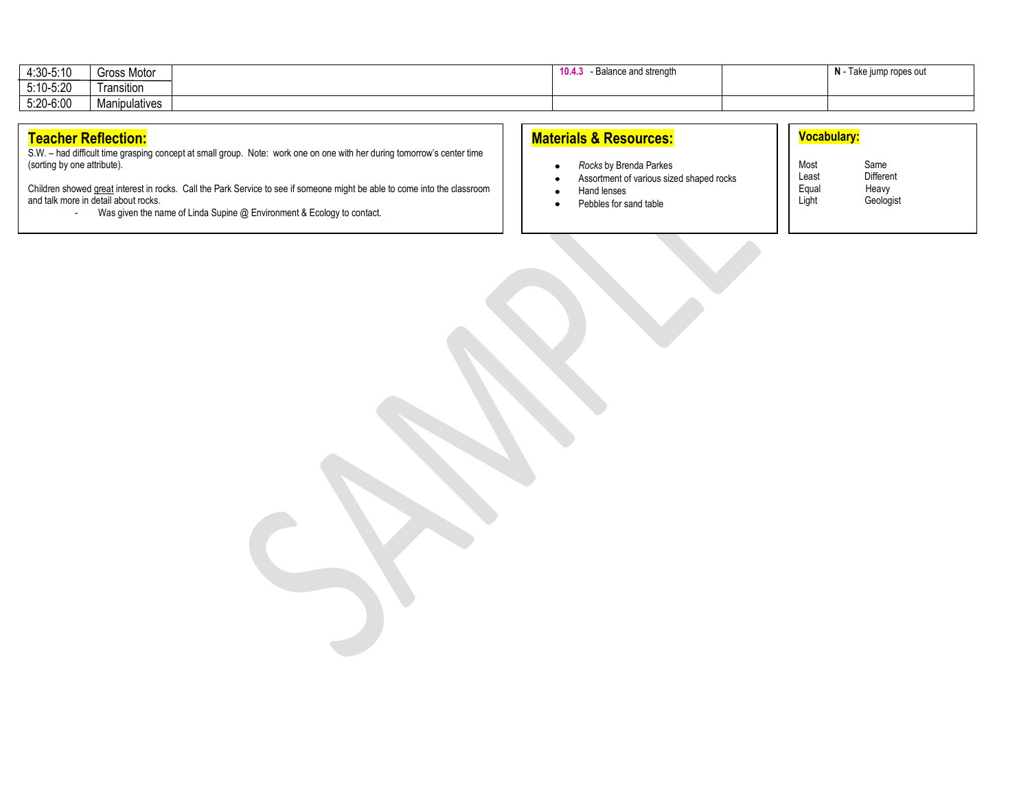| | | | | | |
|---|---|---|---|---|---|
| 4:30-5:10 | Gross Motor | | 10.4.3 - Balance and strength | | N - Take jump ropes out |
| 5:10-5:20 | Transition | | | | |
| 5:20-6:00 | Manipulatives | | | | |

## Teacher Reflection:

S.W. – had difficult time grasping concept at small group. Note: work one on one with her during tomorrow's center time (sorting by one attribute).

Children showed great interest in rocks. Call the Park Service to see if someone might be able to come into the classroom and talk more in detail about rocks.

- Was given the name of Linda Supine @ Environment & Ecology to contact.

## Materials & Resources:

- *Rocks* by Brenda Parkes
- Assortment of various sized shaped rocks
- Hand lenses
- Pebbles for sand table

## Vocabulary:

| | |
|---|---|
| Most | Same |
| Least | Different |
| Equal | Heavy |
| Light | Geologist |